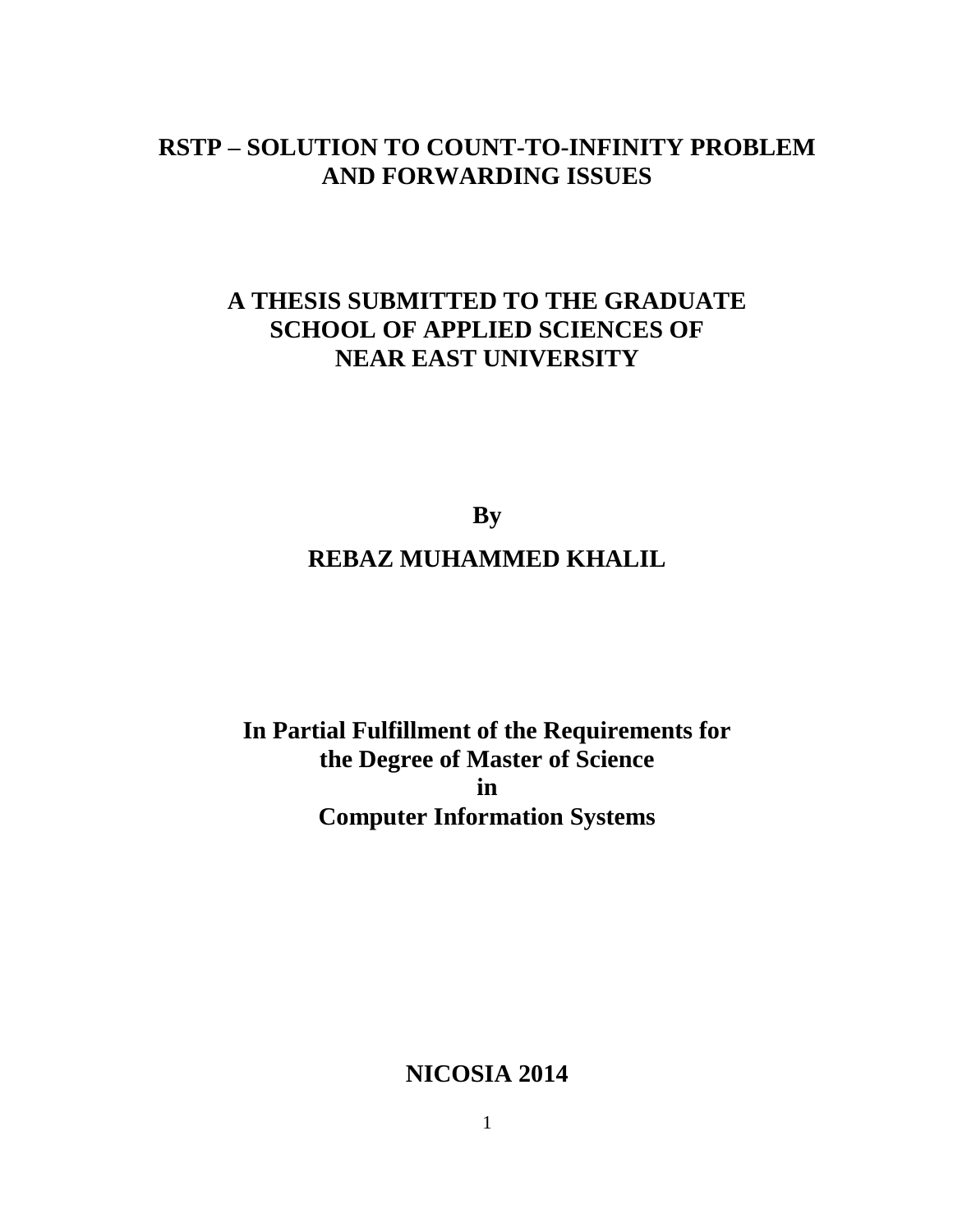# RSTP – SOLUTION TO COUNT-TO-INFINITY PROBLEM AND FORWARDING ISSUES

## A THESIS SUBMITTED TO THE GRADUATE SCHOOL OF APPLIED SCIENCES OF NEAR EAST UNIVERSITY

**By**

**REBAZ MUHAMMED KHALIL**

**In Partial Fulfillment of the Requirements for the Degree of Master of Science in Computer Information Systems**

**NICOSIA 2014**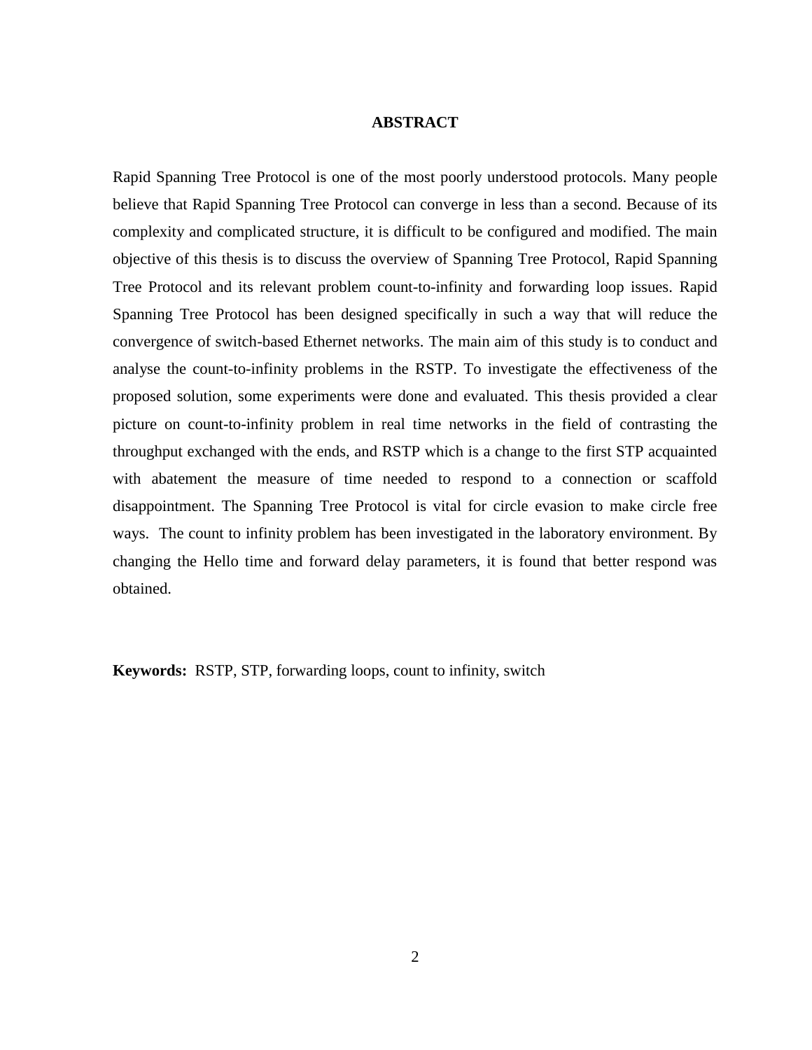# ABSTRACT

Rapid Spanning Tree Protocol is one of the most poorly understood protocols. Many people believe that Rapid Spanning Tree Protocol can converge in less than a second. Because of its complexity and complicated structure, it is difficult to be configured and modified. The main objective of this thesis is to discuss the overview of Spanning Tree Protocol, Rapid Spanning Tree Protocol and its relevant problem count-to-infinity and forwarding loop issues. Rapid Spanning Tree Protocol has been designed specifically in such a way that will reduce the convergence of switch-based Ethernet networks. The main aim of this study is to conduct and analyse the count-to-infinity problems in the RSTP. To investigate the effectiveness of the proposed solution, some experiments were done and evaluated. This thesis provided a clear picture on count-to-infinity problem in real time networks in the field of contrasting the throughput exchanged with the ends, and RSTP which is a change to the first STP acquainted with abatement the measure of time needed to respond to a connection or scaffold disappointment. The Spanning Tree Protocol is vital for circle evasion to make circle free ways. The count to infinity problem has been investigated in the laboratory environment. By changing the Hello time and forward delay parameters, it is found that better respond was obtained.

**Keywords:** RSTP, STP, forwarding loops, count to infinity, switch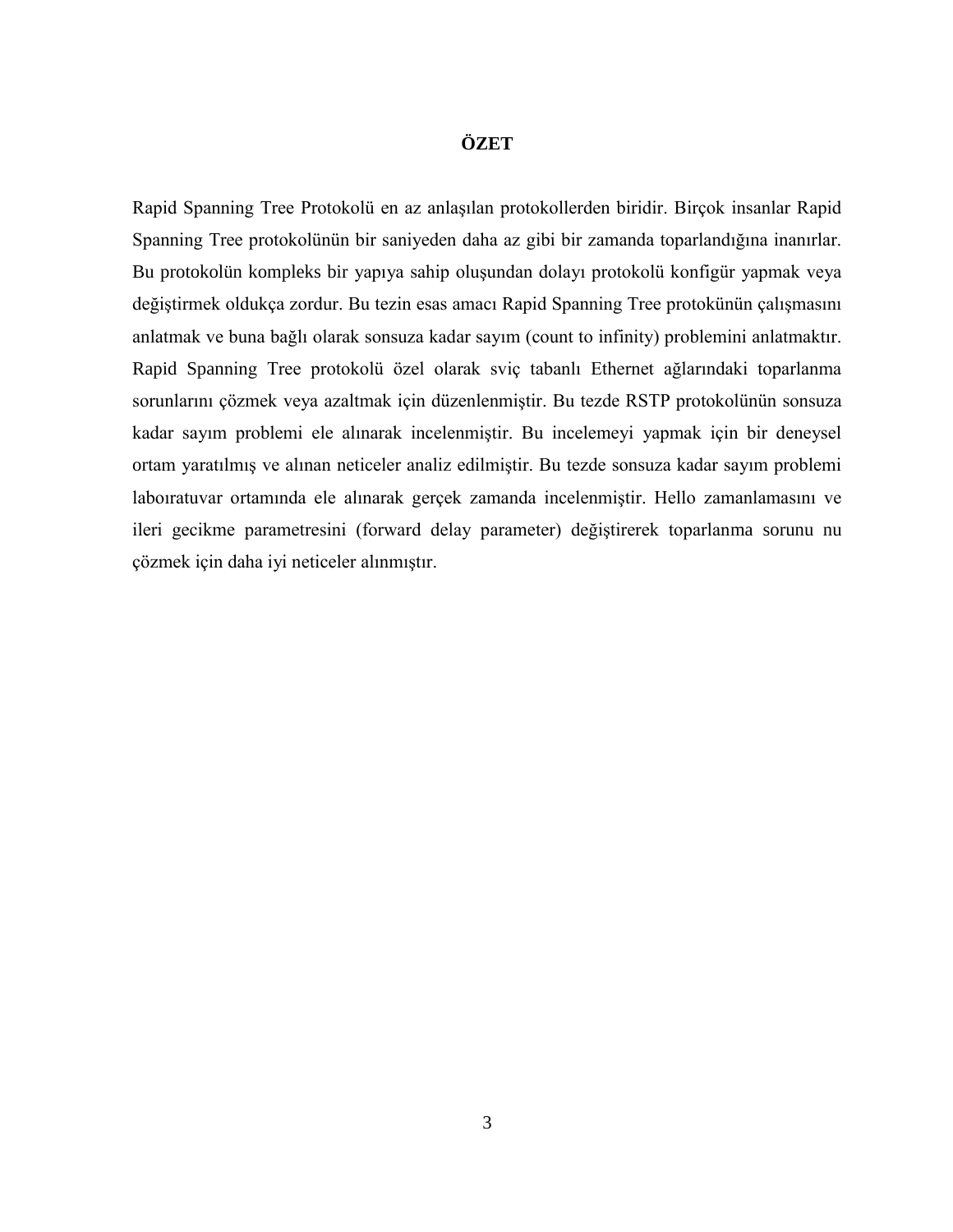**ÖZET**

Rapid Spanning Tree Protokolü en az anlaşılan protokollerden biridir. Birçok insanlar Rapid Spanning Tree protokolünün bir saniyeden daha az gibi bir zamanda toparlandığına inanırlar. Bu protokolün kompleks bir yapıya sahip oluşundan dolayı protokolü konfigür yapmak veya değiştirmek oldukça zordur. Bu tezin esas amacı Rapid Spanning Tree protokünün çalışmasını anlatmak ve buna bağlı olarak sonsuza kadar sayım (count to infinity) problemini anlatmaktır. Rapid Spanning Tree protokolü özel olarak sviç tabanlı Ethernet ağlarındaki toparlanma sorunlarını çözmek veya azaltmak için düzenlenmiştir. Bu tezde RSTP protokolünün sonsuza kadar sayım problemi ele alınarak incelenmiştir. Bu incelemeyi yapmak için bir deneysel ortam yaratılmış ve alınan neticeler analiz edilmiştir. Bu tezde sonsuza kadar sayım problemi laboıratuvar ortamında ele alınarak gerçek zamanda incelenmiştir. Hello zamanlamasını ve ileri gecikme parametresini (forward delay parameter) değiştirerek toparlanma sorunu nu çözmek için daha iyi neticeler alınmıştır.